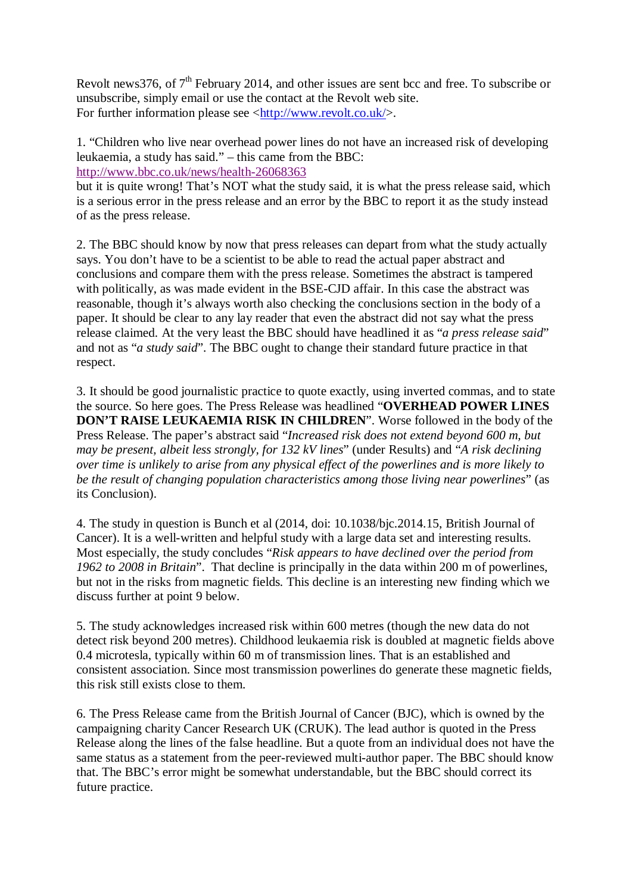Revolt news376, of 7th February 2014, and other issues are sent bcc and free. To subscribe or unsubscribe, simply email or use the contact at the Revolt web site.
For further information please see <http://www.revolt.co.uk/>.

1. "Children who live near overhead power lines do not have an increased risk of developing leukaemia, a study has said." – this came from the BBC:
http://www.bbc.co.uk/news/health-26068363
but it is quite wrong! That's NOT what the study said, it is what the press release said, which is a serious error in the press release and an error by the BBC to report it as the study instead of as the press release.

2. The BBC should know by now that press releases can depart from what the study actually says. You don't have to be a scientist to be able to read the actual paper abstract and conclusions and compare them with the press release. Sometimes the abstract is tampered with politically, as was made evident in the BSE-CJD affair. In this case the abstract was reasonable, though it's always worth also checking the conclusions section in the body of a paper. It should be clear to any lay reader that even the abstract did not say what the press release claimed. At the very least the BBC should have headlined it as "*a press release said*" and not as "*a study said*". The BBC ought to change their standard future practice in that respect.

3. It should be good journalistic practice to quote exactly, using inverted commas, and to state the source. So here goes. The Press Release was headlined "**OVERHEAD POWER LINES DON'T RAISE LEUKAEMIA RISK IN CHILDREN**". Worse followed in the body of the Press Release. The paper's abstract said "*Increased risk does not extend beyond 600 m, but may be present, albeit less strongly, for 132 kV lines*" (under Results) and "*A risk declining over time is unlikely to arise from any physical effect of the powerlines and is more likely to be the result of changing population characteristics among those living near powerlines*" (as its Conclusion).

4. The study in question is Bunch et al (2014, doi: 10.1038/bjc.2014.15, British Journal of Cancer). It is a well-written and helpful study with a large data set and interesting results. Most especially, the study concludes "*Risk appears to have declined over the period from 1962 to 2008 in Britain*". That decline is principally in the data within 200 m of powerlines, but not in the risks from magnetic fields. This decline is an interesting new finding which we discuss further at point 9 below.

5. The study acknowledges increased risk within 600 metres (though the new data do not detect risk beyond 200 metres). Childhood leukaemia risk is doubled at magnetic fields above 0.4 microtesla, typically within 60 m of transmission lines. That is an established and consistent association. Since most transmission powerlines do generate these magnetic fields, this risk still exists close to them.

6. The Press Release came from the British Journal of Cancer (BJC), which is owned by the campaigning charity Cancer Research UK (CRUK). The lead author is quoted in the Press Release along the lines of the false headline. But a quote from an individual does not have the same status as a statement from the peer-reviewed multi-author paper. The BBC should know that. The BBC's error might be somewhat understandable, but the BBC should correct its future practice.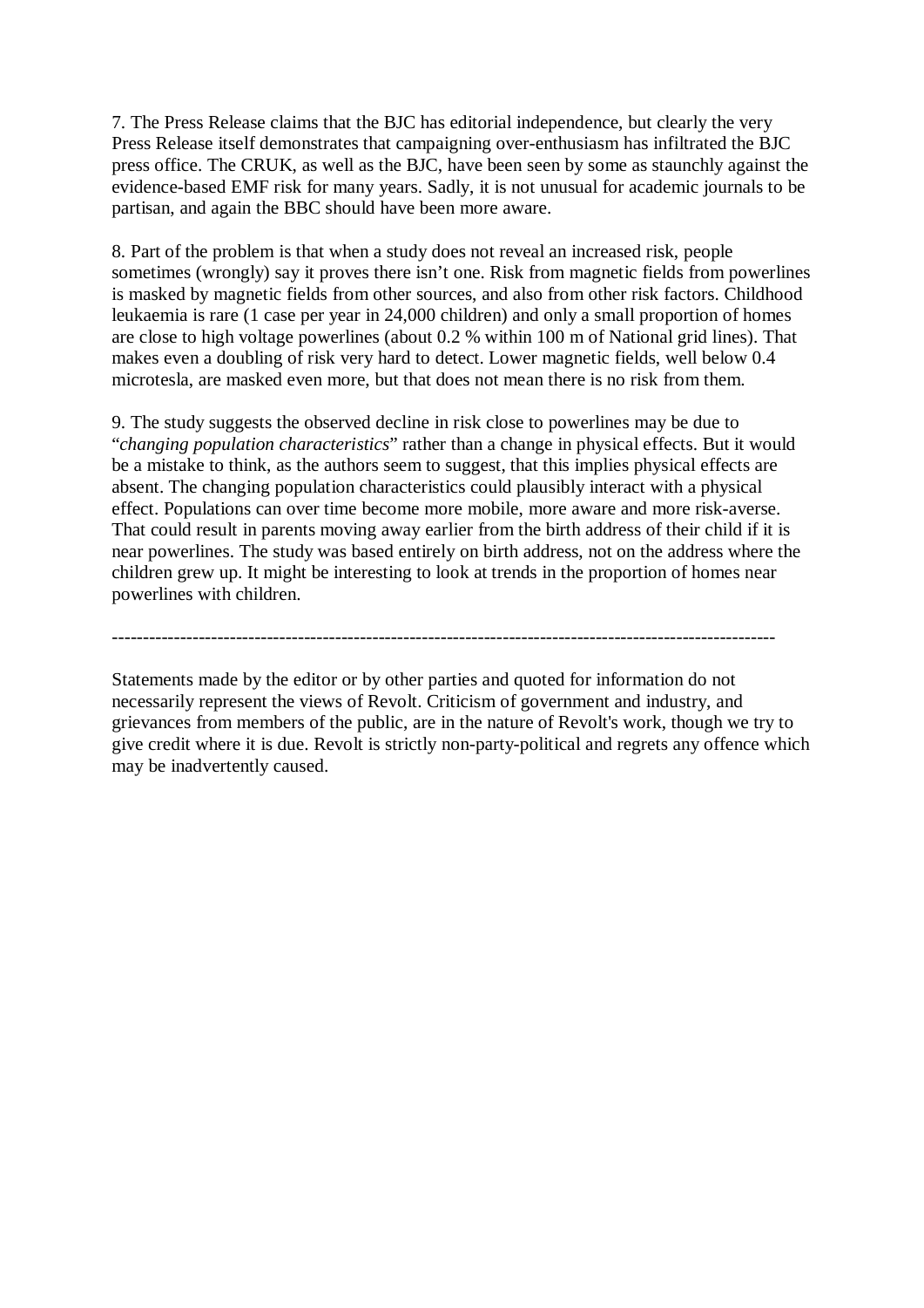7. The Press Release claims that the BJC has editorial independence, but clearly the very Press Release itself demonstrates that campaigning over-enthusiasm has infiltrated the BJC press office. The CRUK, as well as the BJC, have been seen by some as staunchly against the evidence-based EMF risk for many years. Sadly, it is not unusual for academic journals to be partisan, and again the BBC should have been more aware.

8. Part of the problem is that when a study does not reveal an increased risk, people sometimes (wrongly) say it proves there isn't one. Risk from magnetic fields from powerlines is masked by magnetic fields from other sources, and also from other risk factors. Childhood leukaemia is rare (1 case per year in 24,000 children) and only a small proportion of homes are close to high voltage powerlines (about 0.2 % within 100 m of National grid lines). That makes even a doubling of risk very hard to detect. Lower magnetic fields, well below 0.4 microtesla, are masked even more, but that does not mean there is no risk from them.

9. The study suggests the observed decline in risk close to powerlines may be due to "*changing population characteristics*" rather than a change in physical effects. But it would be a mistake to think, as the authors seem to suggest, that this implies physical effects are absent. The changing population characteristics could plausibly interact with a physical effect. Populations can over time become more mobile, more aware and more risk-averse. That could result in parents moving away earlier from the birth address of their child if it is near powerlines. The study was based entirely on birth address, not on the address where the children grew up. It might be interesting to look at trends in the proportion of homes near powerlines with children.

---

Statements made by the editor or by other parties and quoted for information do not necessarily represent the views of Revolt. Criticism of government and industry, and grievances from members of the public, are in the nature of Revolt's work, though we try to give credit where it is due. Revolt is strictly non-party-political and regrets any offence which may be inadvertently caused.